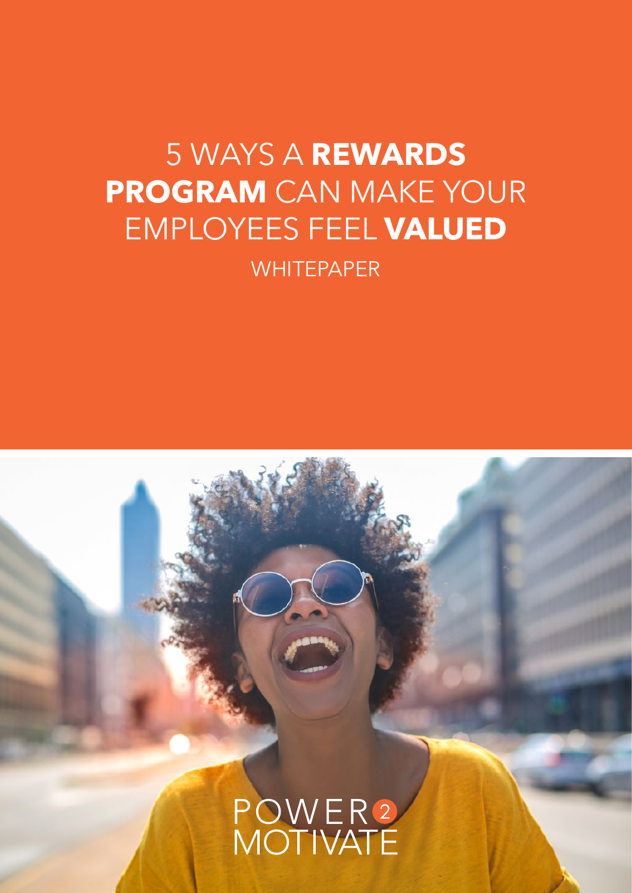# 5 WAYS A **REWARDS PROGRAM** CAN MAKE YOUR EMPLOYEES FEEL **VALUED**

WHITEPAPER

POWER 2 MOTIVATE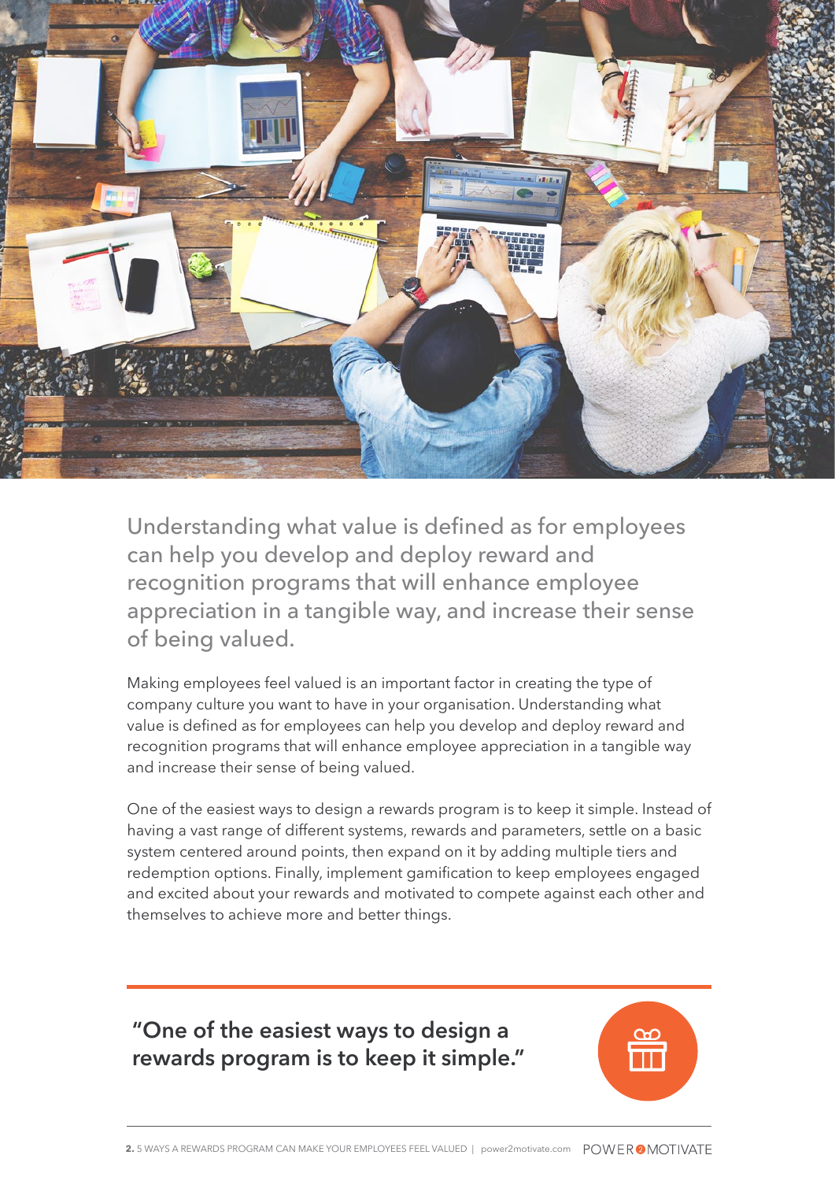Understanding what value is defined as for employees can help you develop and deploy reward and recognition programs that will enhance employee appreciation in a tangible way, and increase their sense of being valued.

Making employees feel valued is an important factor in creating the type of company culture you want to have in your organisation. Understanding what value is defined as for employees can help you develop and deploy reward and recognition programs that will enhance employee appreciation in a tangible way and increase their sense of being valued.

One of the easiest ways to design a rewards program is to keep it simple. Instead of having a vast range of different systems, rewards and parameters, settle on a basic system centered around points, then expand on it by adding multiple tiers and redemption options. Finally, implement gamification to keep employees engaged and excited about your rewards and motivated to compete against each other and themselves to achieve more and better things.

**"One of the easiest ways to design a rewards program is to keep it simple."**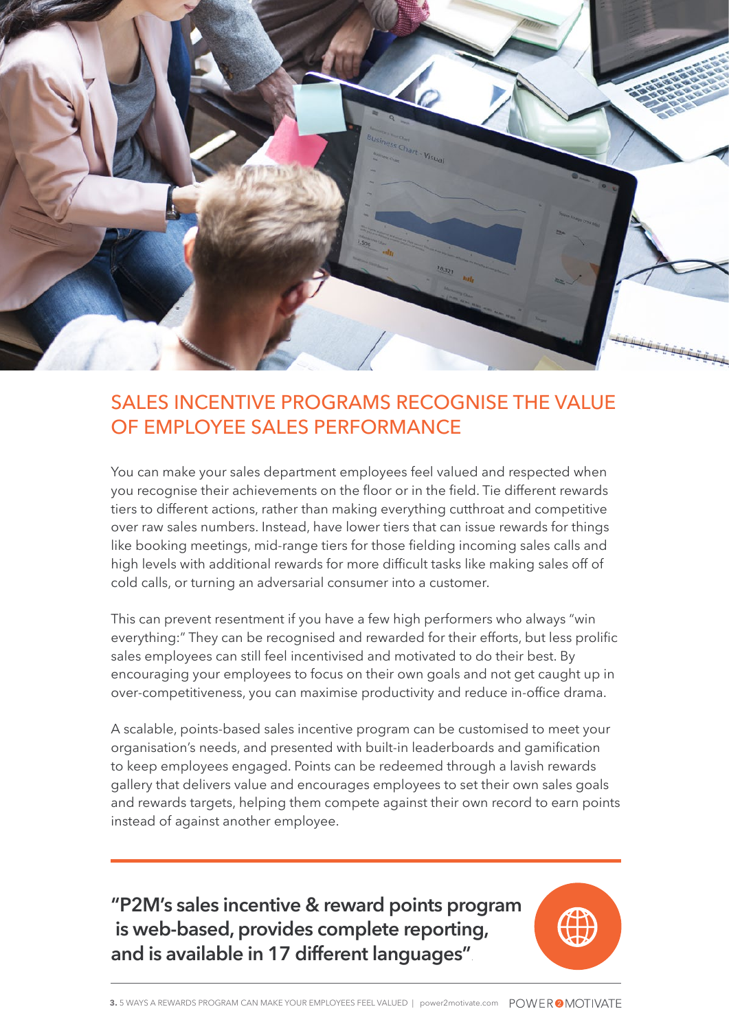## SALES INCENTIVE PROGRAMS RECOGNISE THE VALUE OF EMPLOYEE SALES PERFORMANCE

You can make your sales department employees feel valued and respected when you recognise their achievements on the floor or in the field. Tie different rewards tiers to different actions, rather than making everything cutthroat and competitive over raw sales numbers. Instead, have lower tiers that can issue rewards for things like booking meetings, mid-range tiers for those fielding incoming sales calls and high levels with additional rewards for more difficult tasks like making sales off of cold calls, or turning an adversarial consumer into a customer.

This can prevent resentment if you have a few high performers who always "win everything:" They can be recognised and rewarded for their efforts, but less prolific sales employees can still feel incentivised and motivated to do their best. By encouraging your employees to focus on their own goals and not get caught up in over-competitiveness, you can maximise productivity and reduce in-office drama.

A scalable, points-based sales incentive program can be customised to meet your organisation's needs, and presented with built-in leaderboards and gamification to keep employees engaged. Points can be redeemed through a lavish rewards gallery that delivers value and encourages employees to set their own sales goals and rewards targets, helping them compete against their own record to earn points instead of against another employee.

---

**"P2M's sales incentive & reward points program is web-based, provides complete reporting, and is available in 17 different languages".**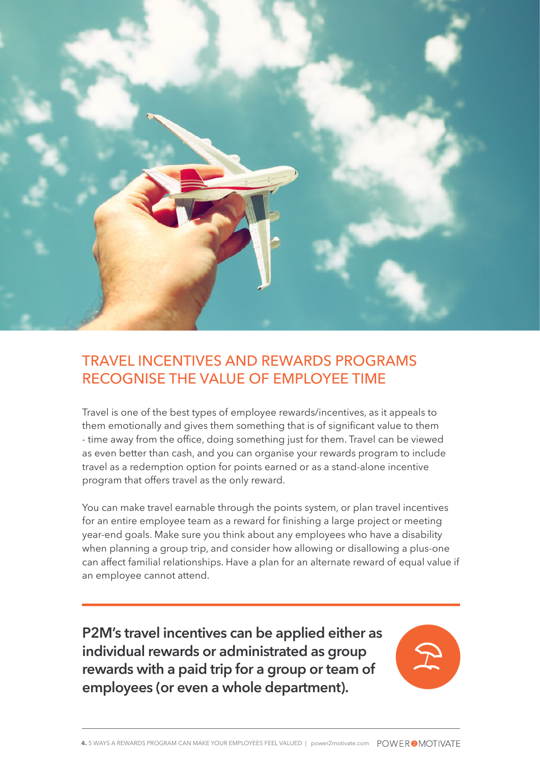## TRAVEL INCENTIVES AND REWARDS PROGRAMS RECOGNISE THE VALUE OF EMPLOYEE TIME

Travel is one of the best types of employee rewards/incentives, as it appeals to them emotionally and gives them something that is of significant value to them - time away from the office, doing something just for them. Travel can be viewed as even better than cash, and you can organise your rewards program to include travel as a redemption option for points earned or as a stand-alone incentive program that offers travel as the only reward.

You can make travel earnable through the points system, or plan travel incentives for an entire employee team as a reward for finishing a large project or meeting year-end goals. Make sure you think about any employees who have a disability when planning a group trip, and consider how allowing or disallowing a plus-one can affect familial relationships. Have a plan for an alternate reward of equal value if an employee cannot attend.

**P2M's travel incentives can be applied either as individual rewards or administrated as group rewards with a paid trip for a group or team of employees (or even a whole department).**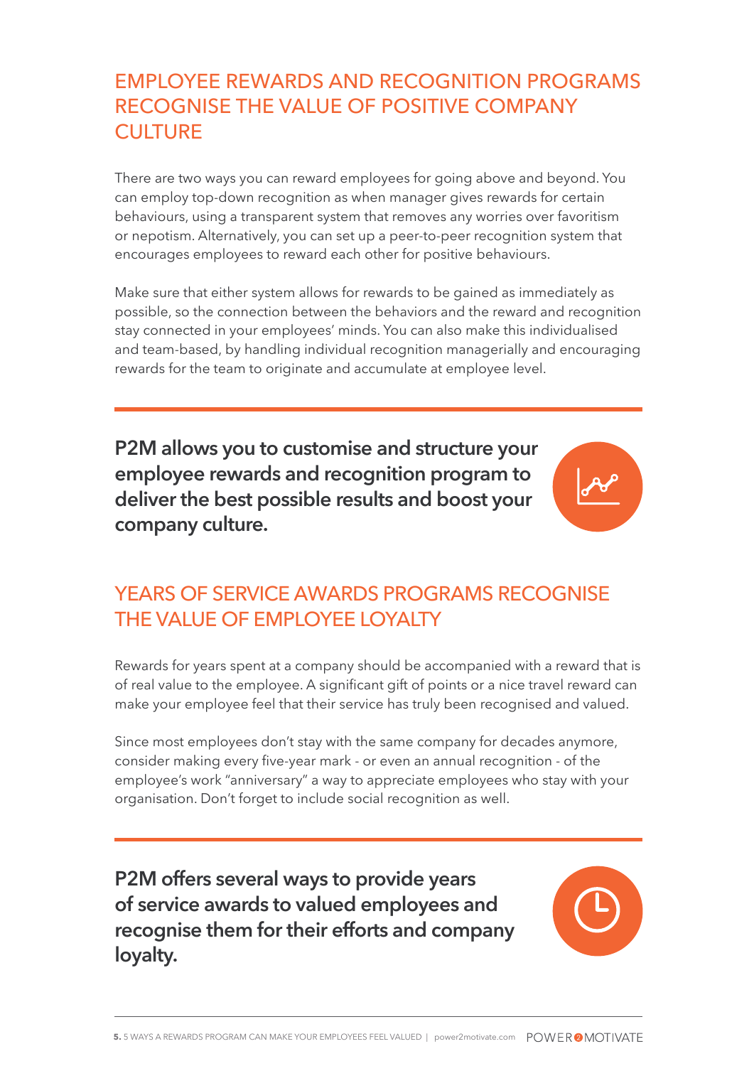## EMPLOYEE REWARDS AND RECOGNITION PROGRAMS RECOGNISE THE VALUE OF POSITIVE COMPANY CULTURE

There are two ways you can reward employees for going above and beyond. You can employ top-down recognition as when manager gives rewards for certain behaviours, using a transparent system that removes any worries over favoritism or nepotism. Alternatively, you can set up a peer-to-peer recognition system that encourages employees to reward each other for positive behaviours.

Make sure that either system allows for rewards to be gained as immediately as possible, so the connection between the behaviors and the reward and recognition stay connected in your employees' minds. You can also make this individualised and team-based, by handling individual recognition managerially and encouraging rewards for the team to originate and accumulate at employee level.

**P2M allows you to customise and structure your employee rewards and recognition program to deliver the best possible results and boost your company culture.**

## YEARS OF SERVICE AWARDS PROGRAMS RECOGNISE THE VALUE OF EMPLOYEE LOYALTY

Rewards for years spent at a company should be accompanied with a reward that is of real value to the employee. A significant gift of points or a nice travel reward can make your employee feel that their service has truly been recognised and valued.

Since most employees don't stay with the same company for decades anymore, consider making every five-year mark - or even an annual recognition - of the employee's work "anniversary" a way to appreciate employees who stay with your organisation. Don't forget to include social recognition as well.

**P2M offers several ways to provide years of service awards to valued employees and recognise them for their efforts and company loyalty.**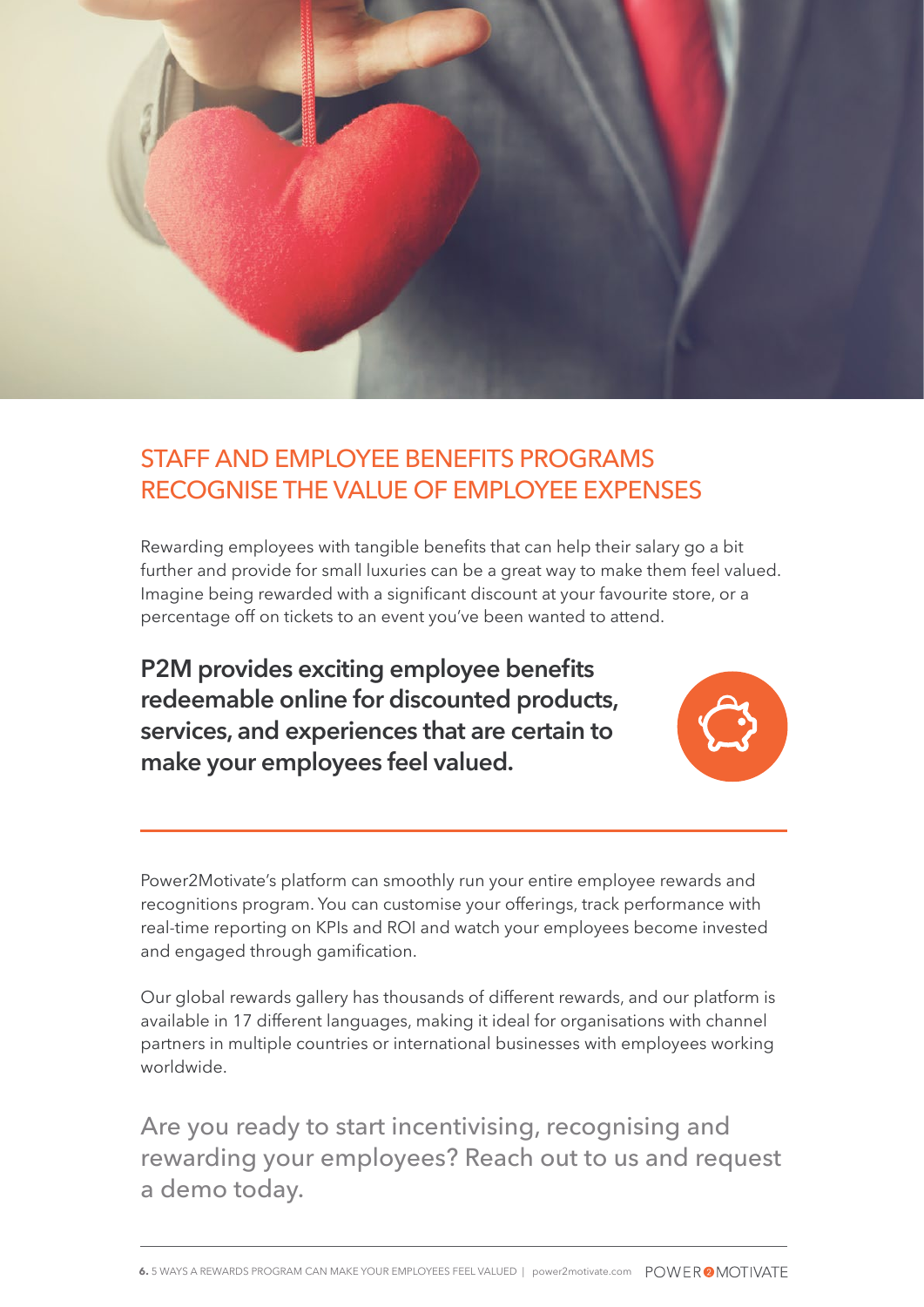## STAFF AND EMPLOYEE BENEFITS PROGRAMS RECOGNISE THE VALUE OF EMPLOYEE EXPENSES

Rewarding employees with tangible benefits that can help their salary go a bit further and provide for small luxuries can be a great way to make them feel valued. Imagine being rewarded with a significant discount at your favourite store, or a percentage off on tickets to an event you've been wanted to attend.

**P2M provides exciting employee benefits redeemable online for discounted products, services, and experiences that are certain to make your employees feel valued.**

Power2Motivate's platform can smoothly run your entire employee rewards and recognitions program. You can customise your offerings, track performance with real-time reporting on KPIs and ROI and watch your employees become invested and engaged through gamification.

Our global rewards gallery has thousands of different rewards, and our platform is available in 17 different languages, making it ideal for organisations with channel partners in multiple countries or international businesses with employees working worldwide.

Are you ready to start incentivising, recognising and rewarding your employees? Reach out to us and request a demo today.